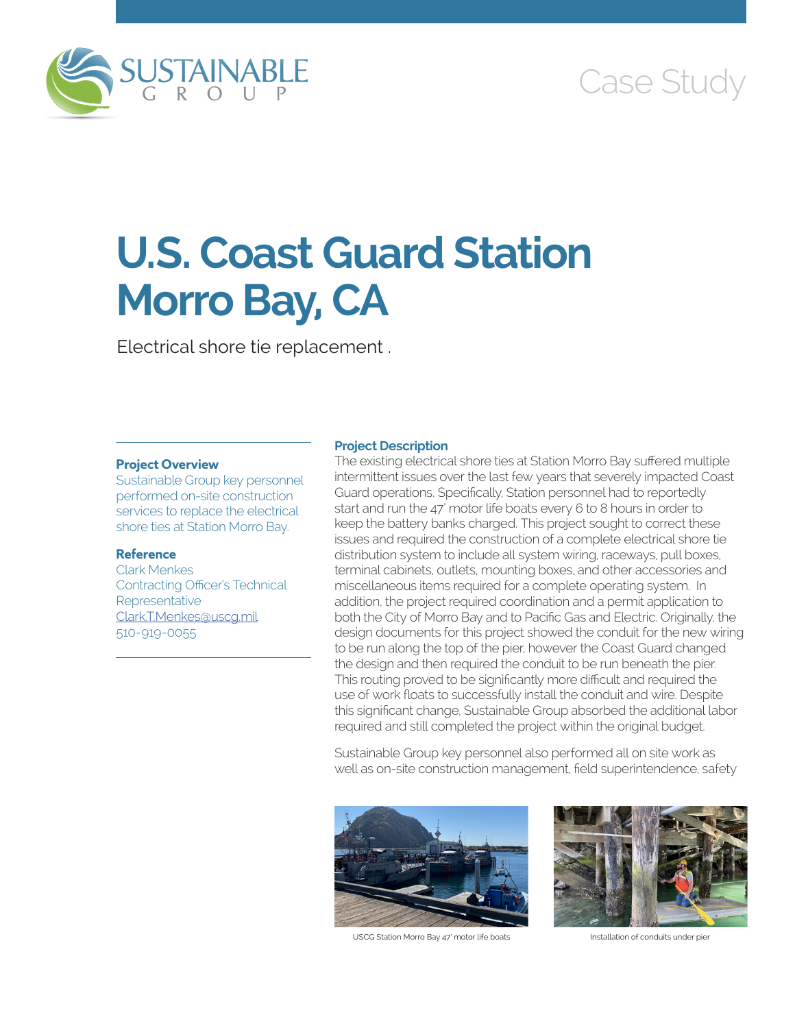Case Study

# U.S. Coast Guard Station Morro Bay, CA

Electrical shore tie replacement .

### Project Overview

Sustainable Group key personnel performed on-site construction services to replace the electrical shore ties at Station Morro Bay.

### Reference

Clark Menkes
Contracting Officer's Technical Representative
Clark.T.Menkes@uscg.mil
510-919-0055

### Project Description

The existing electrical shore ties at Station Morro Bay suffered multiple intermittent issues over the last few years that severely impacted Coast Guard operations. Specifically, Station personnel had to reportedly start and run the 47' motor life boats every 6 to 8 hours in order to keep the battery banks charged. This project sought to correct these issues and required the construction of a complete electrical shore tie distribution system to include all system wiring, raceways, pull boxes, terminal cabinets, outlets, mounting boxes, and other accessories and miscellaneous items required for a complete operating system. In addition, the project required coordination and a permit application to both the City of Morro Bay and to Pacific Gas and Electric. Originally, the design documents for this project showed the conduit for the new wiring to be run along the top of the pier, however the Coast Guard changed the design and then required the conduit to be run beneath the pier. This routing proved to be significantly more difficult and required the use of work floats to successfully install the conduit and wire. Despite this significant change, Sustainable Group absorbed the additional labor required and still completed the project within the original budget.

Sustainable Group key personnel also performed all on site work as well as on-site construction management, field superintendence, safety

USCG Station Morro Bay 47' motor life boats

Installation of conduits under pier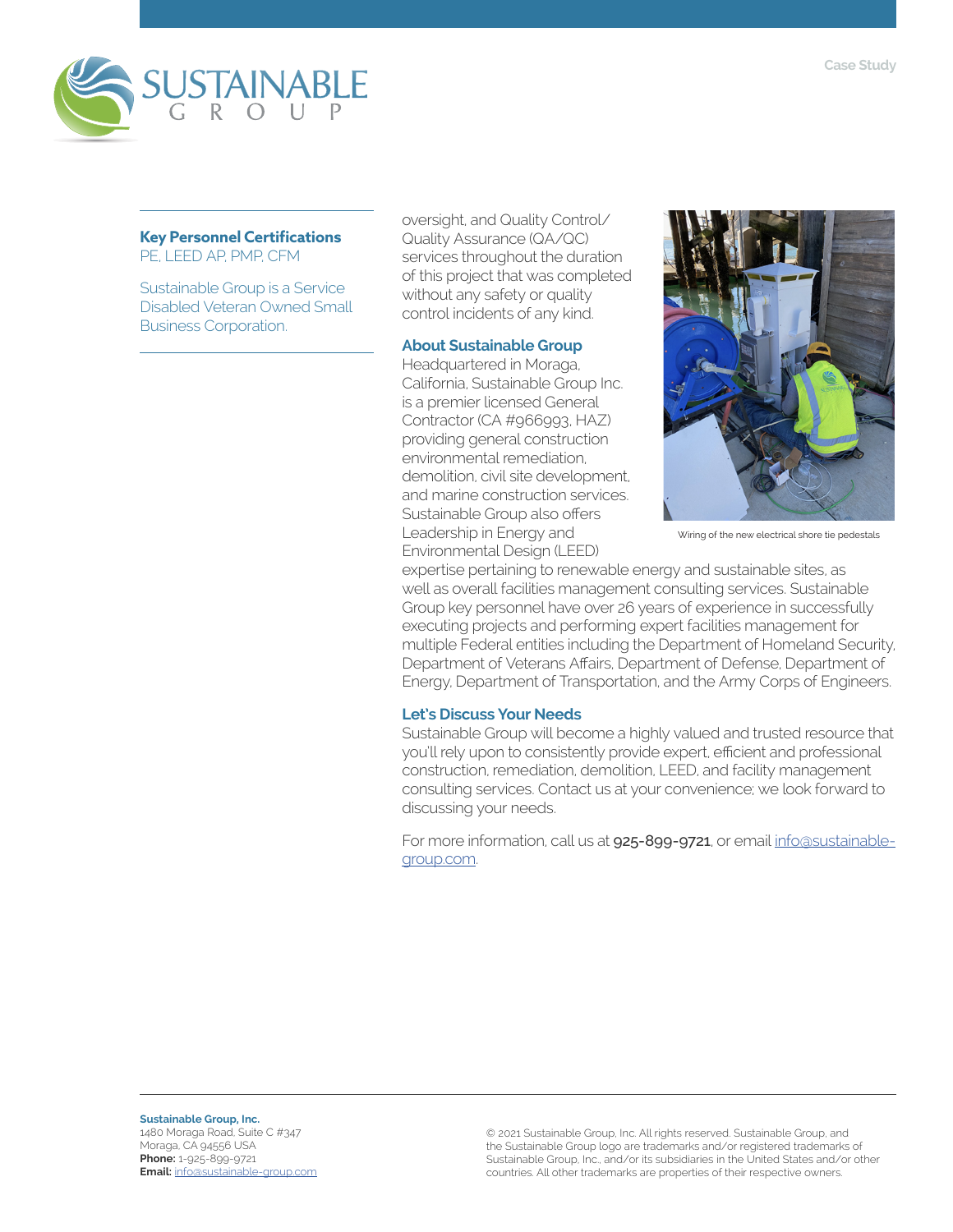Case Study

**Key Personnel Certifications**
PE, LEED AP, PMP, CFM

Sustainable Group is a Service Disabled Veteran Owned Small Business Corporation.

oversight, and Quality Control/ Quality Assurance (QA/QC) services throughout the duration of this project that was completed without any safety or quality control incidents of any kind.

Wiring of the new electrical shore tie pedestals

## About Sustainable Group

Headquartered in Moraga, California, Sustainable Group Inc. is a premier licensed General Contractor (CA #966993, HAZ) providing general construction environmental remediation, demolition, civil site development, and marine construction services. Sustainable Group also offers Leadership in Energy and Environmental Design (LEED) expertise pertaining to renewable energy and sustainable sites, as well as overall facilities management consulting services. Sustainable Group key personnel have over 26 years of experience in successfully executing projects and performing expert facilities management for multiple Federal entities including the Department of Homeland Security, Department of Veterans Affairs, Department of Defense, Department of Energy, Department of Transportation, and the Army Corps of Engineers.

## Let's Discuss Your Needs

Sustainable Group will become a highly valued and trusted resource that you'll rely upon to consistently provide expert, efficient and professional construction, remediation, demolition, LEED, and facility management consulting services. Contact us at your convenience; we look forward to discussing your needs.

For more information, call us at 925-899-9721, or email info@sustainable-group.com.

**Sustainable Group, Inc.**
1480 Moraga Road, Suite C #347
Moraga, CA 94556 USA
**Phone:** 1-925-899-9721
**Email:** info@sustainable-group.com

© 2021 Sustainable Group, Inc. All rights reserved. Sustainable Group, and the Sustainable Group logo are trademarks and/or registered trademarks of Sustainable Group, Inc., and/or its subsidiaries in the United States and/or other countries. All other trademarks are properties of their respective owners.